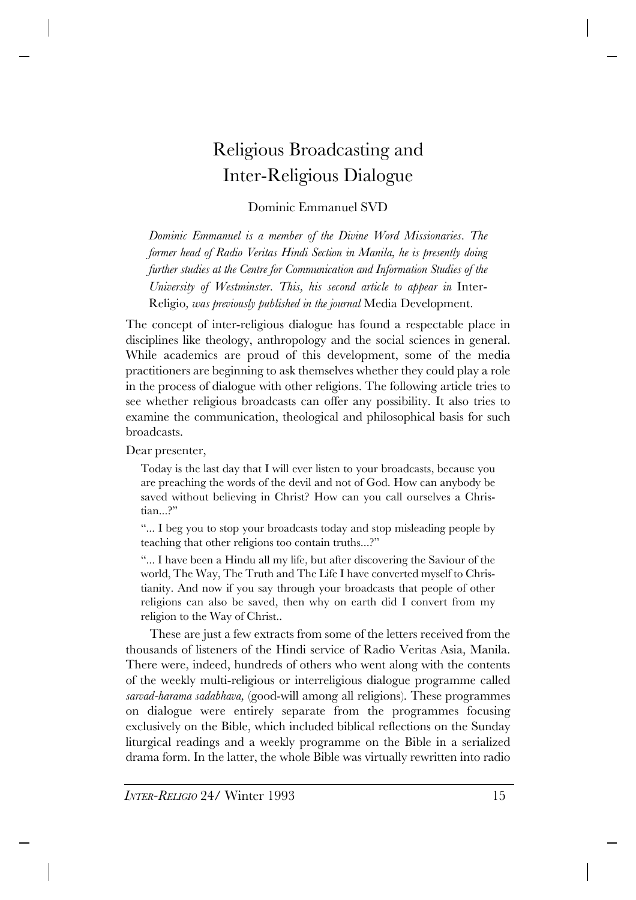// Omitted footer: INTER-RELIGIO 24/ Winter 1993, page 15

# Religious Broadcasting and Inter-Religious Dialogue

Dominic Emmanuel SVD

*Dominic Emmanuel is a member of the Divine Word Missionaries. The former head of Radio Veritas Hindi Section in Manila, he is presently doing further studies at the Centre for Communication and Information Studies of the University of Westminster. This, his second article to appear in* Inter-Religio*, was previously published in the journal* Media Development.

The concept of inter-religious dialogue has found a respectable place in disciplines like theology, anthropology and the social sciences in general. While academics are proud of this development, some of the media practitioners are beginning to ask themselves whether they could play a role in the process of dialogue with other religions. The following article tries to see whether religious broadcasts can offer any possibility. It also tries to examine the communication, theological and philosophical basis for such broadcasts.

Dear presenter,

> Today is the last day that I will ever listen to your broadcasts, because you are preaching the words of the devil and not of God. How can anybody be saved without believing in Christ? How can you call ourselves a Christian...?"
>
> "... I beg you to stop your broadcasts today and stop misleading people by teaching that other religions too contain truths...?"
>
> "... I have been a Hindu all my life, but after discovering the Saviour of the world, The Way, The Truth and The Life I have converted myself to Christianity. And now if you say through your broadcasts that people of other religions can also be saved, then why on earth did I convert from my religion to the Way of Christ..

These are just a few extracts from some of the letters received from the thousands of listeners of the Hindi service of Radio Veritas Asia, Manila. There were, indeed, hundreds of others who went along with the contents of the weekly multi-religious or interreligious dialogue programme called *sarvad-harama sadabhava,* (good-will among all religions). These programmes on dialogue were entirely separate from the programmes focusing exclusively on the Bible, which included biblical reflections on the Sunday liturgical readings and a weekly programme on the Bible in a serialized drama form. In the latter, the whole Bible was virtually rewritten into radio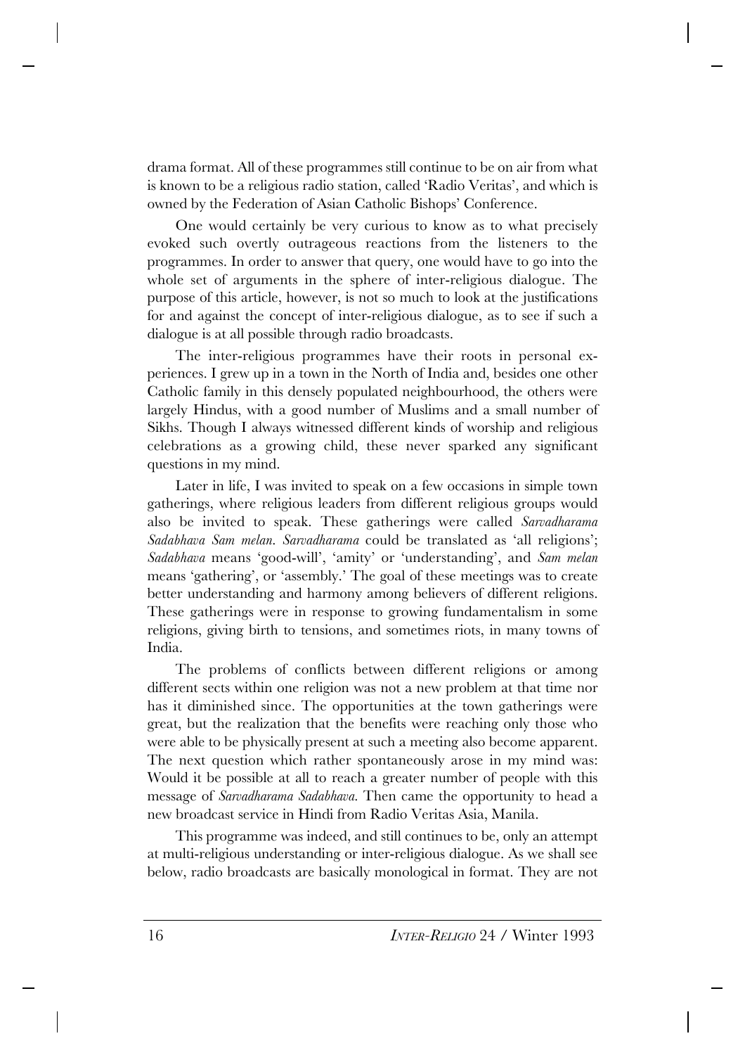drama format. All of these programmes still continue to be on air from what is known to be a religious radio station, called 'Radio Veritas', and which is owned by the Federation of Asian Catholic Bishops' Conference.

One would certainly be very curious to know as to what precisely evoked such overtly outrageous reactions from the listeners to the programmes. In order to answer that query, one would have to go into the whole set of arguments in the sphere of inter-religious dialogue. The purpose of this article, however, is not so much to look at the justifications for and against the concept of inter-religious dialogue, as to see if such a dialogue is at all possible through radio broadcasts.

The inter-religious programmes have their roots in personal experiences. I grew up in a town in the North of India and, besides one other Catholic family in this densely populated neighbourhood, the others were largely Hindus, with a good number of Muslims and a small number of Sikhs. Though I always witnessed different kinds of worship and religious celebrations as a growing child, these never sparked any significant questions in my mind.

Later in life, I was invited to speak on a few occasions in simple town gatherings, where religious leaders from different religious groups would also be invited to speak. These gatherings were called *Sarvadharama Sadabhava Sam melan*. *Sarvadharama* could be translated as 'all religions'; *Sadabhava* means 'good-will', 'amity' or 'understanding', and *Sam melan* means 'gathering', or 'assembly.' The goal of these meetings was to create better understanding and harmony among believers of different religions. These gatherings were in response to growing fundamentalism in some religions, giving birth to tensions, and sometimes riots, in many towns of India.

The problems of conflicts between different religions or among different sects within one religion was not a new problem at that time nor has it diminished since. The opportunities at the town gatherings were great, but the realization that the benefits were reaching only those who were able to be physically present at such a meeting also become apparent. The next question which rather spontaneously arose in my mind was: Would it be possible at all to reach a greater number of people with this message of *Sarvadharama Sadabhava*. Then came the opportunity to head a new broadcast service in Hindi from Radio Veritas Asia, Manila.

This programme was indeed, and still continues to be, only an attempt at multi-religious understanding or inter-religious dialogue. As we shall see below, radio broadcasts are basically monological in format. They are not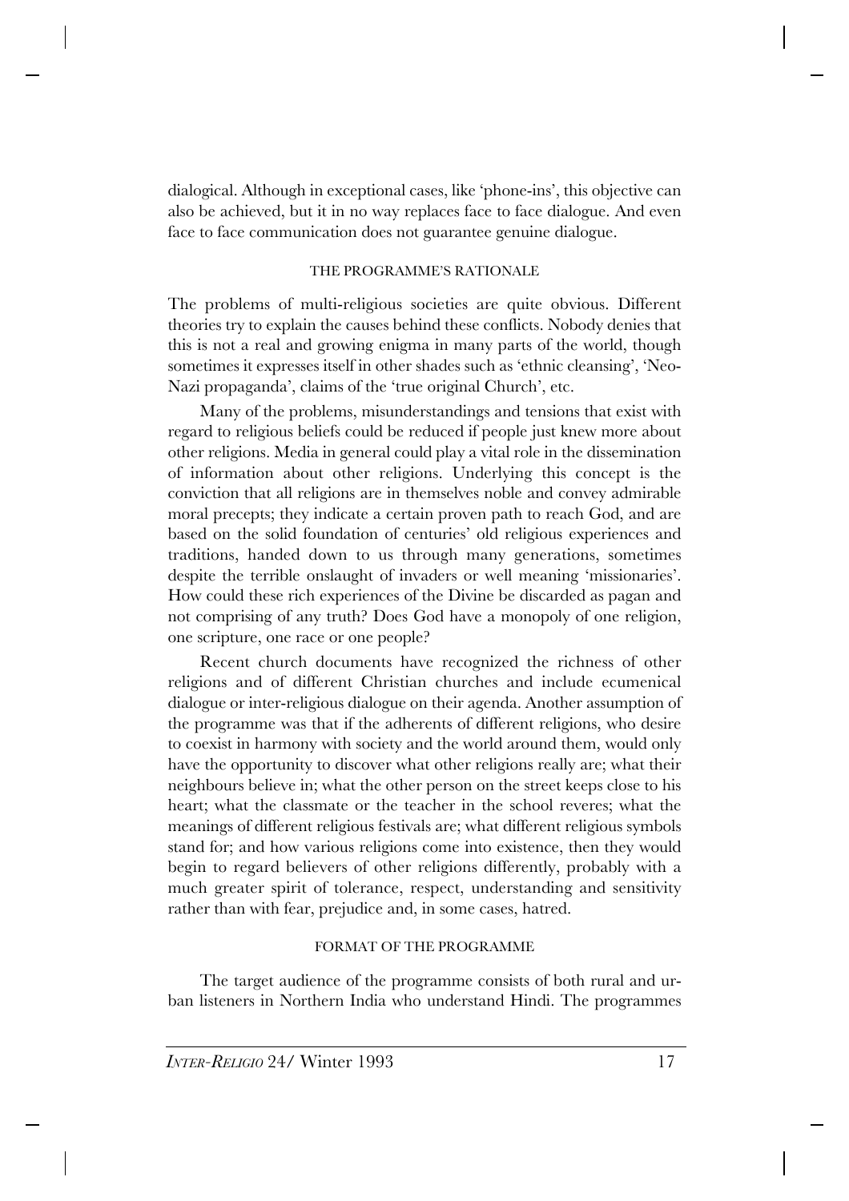dialogical. Although in exceptional cases, like 'phone-ins', this objective can also be achieved, but it in no way replaces face to face dialogue. And even face to face communication does not guarantee genuine dialogue.

## THE PROGRAMME'S RATIONALE

The problems of multi-religious societies are quite obvious. Different theories try to explain the causes behind these conflicts. Nobody denies that this is not a real and growing enigma in many parts of the world, though sometimes it expresses itself in other shades such as 'ethnic cleansing', 'Neo-Nazi propaganda', claims of the 'true original Church', etc.

Many of the problems, misunderstandings and tensions that exist with regard to religious beliefs could be reduced if people just knew more about other religions. Media in general could play a vital role in the dissemination of information about other religions. Underlying this concept is the conviction that all religions are in themselves noble and convey admirable moral precepts; they indicate a certain proven path to reach God, and are based on the solid foundation of centuries' old religious experiences and traditions, handed down to us through many generations, sometimes despite the terrible onslaught of invaders or well meaning 'missionaries'. How could these rich experiences of the Divine be discarded as pagan and not comprising of any truth? Does God have a monopoly of one religion, one scripture, one race or one people?

Recent church documents have recognized the richness of other religions and of different Christian churches and include ecumenical dialogue or inter-religious dialogue on their agenda. Another assumption of the programme was that if the adherents of different religions, who desire to coexist in harmony with society and the world around them, would only have the opportunity to discover what other religions really are; what their neighbours believe in; what the other person on the street keeps close to his heart; what the classmate or the teacher in the school reveres; what the meanings of different religious festivals are; what different religious symbols stand for; and how various religions come into existence, then they would begin to regard believers of other religions differently, probably with a much greater spirit of tolerance, respect, understanding and sensitivity rather than with fear, prejudice and, in some cases, hatred.

## FORMAT OF THE PROGRAMME

The target audience of the programme consists of both rural and urban listeners in Northern India who understand Hindi. The programmes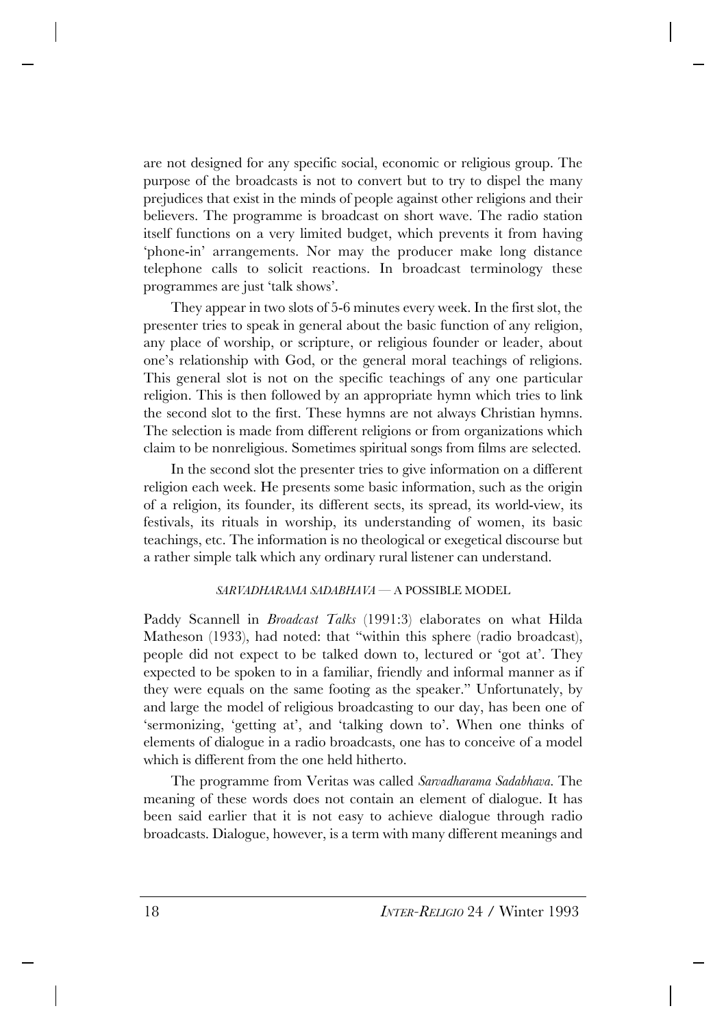are not designed for any specific social, economic or religious group. The purpose of the broadcasts is not to convert but to try to dispel the many prejudices that exist in the minds of people against other religions and their believers. The programme is broadcast on short wave. The radio station itself functions on a very limited budget, which prevents it from having 'phone-in' arrangements. Nor may the producer make long distance telephone calls to solicit reactions. In broadcast terminology these programmes are just 'talk shows'.

They appear in two slots of 5-6 minutes every week. In the first slot, the presenter tries to speak in general about the basic function of any religion, any place of worship, or scripture, or religious founder or leader, about one's relationship with God, or the general moral teachings of religions. This general slot is not on the specific teachings of any one particular religion. This is then followed by an appropriate hymn which tries to link the second slot to the first. These hymns are not always Christian hymns. The selection is made from different religions or from organizations which claim to be nonreligious. Sometimes spiritual songs from films are selected.

In the second slot the presenter tries to give information on a different religion each week. He presents some basic information, such as the origin of a religion, its founder, its different sects, its spread, its world-view, its festivals, its rituals in worship, its understanding of women, its basic teachings, etc. The information is no theological or exegetical discourse but a rather simple talk which any ordinary rural listener can understand.

## *SARVADHARAMA SADABHAVA* — A POSSIBLE MODEL

Paddy Scannell in *Broadcast Talks* (1991:3) elaborates on what Hilda Matheson (1933), had noted: that "within this sphere (radio broadcast), people did not expect to be talked down to, lectured or 'got at'. They expected to be spoken to in a familiar, friendly and informal manner as if they were equals on the same footing as the speaker." Unfortunately, by and large the model of religious broadcasting to our day, has been one of 'sermonizing, 'getting at', and 'talking down to'. When one thinks of elements of dialogue in a radio broadcasts, one has to conceive of a model which is different from the one held hitherto.

The programme from Veritas was called *Sarvadharama Sadabhava*. The meaning of these words does not contain an element of dialogue. It has been said earlier that it is not easy to achieve dialogue through radio broadcasts. Dialogue, however, is a term with many different meanings and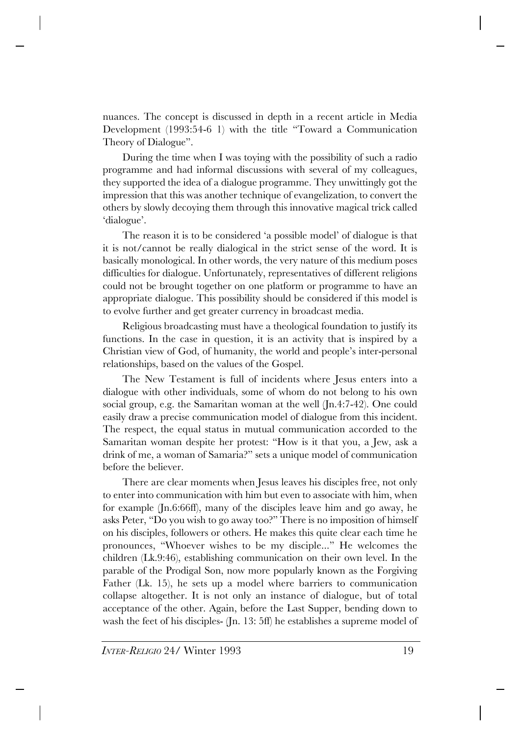nuances. The concept is discussed in depth in a recent article in Media Development (1993:54-6 1) with the title "Toward a Communication Theory of Dialogue".

During the time when I was toying with the possibility of such a radio programme and had informal discussions with several of my colleagues, they supported the idea of a dialogue programme. They unwittingly got the impression that this was another technique of evangelization, to convert the others by slowly decoying them through this innovative magical trick called 'dialogue'.

The reason it is to be considered 'a possible model' of dialogue is that it is not/cannot be really dialogical in the strict sense of the word. It is basically monological. In other words, the very nature of this medium poses difficulties for dialogue. Unfortunately, representatives of different religions could not be brought together on one platform or programme to have an appropriate dialogue. This possibility should be considered if this model is to evolve further and get greater currency in broadcast media.

Religious broadcasting must have a theological foundation to justify its functions. In the case in question, it is an activity that is inspired by a Christian view of God, of humanity, the world and people's inter-personal relationships, based on the values of the Gospel.

The New Testament is full of incidents where Jesus enters into a dialogue with other individuals, some of whom do not belong to his own social group, e.g. the Samaritan woman at the well (Jn.4:7-42). One could easily draw a precise communication model of dialogue from this incident. The respect, the equal status in mutual communication accorded to the Samaritan woman despite her protest: "How is it that you, a Jew, ask a drink of me, a woman of Samaria?" sets a unique model of communication before the believer.

There are clear moments when Jesus leaves his disciples free, not only to enter into communication with him but even to associate with him, when for example (Jn.6:66ff), many of the disciples leave him and go away, he asks Peter, "Do you wish to go away too?" There is no imposition of himself on his disciples, followers or others. He makes this quite clear each time he pronounces, "Whoever wishes to be my disciple..." He welcomes the children (Lk.9:46), establishing communication on their own level. In the parable of the Prodigal Son, now more popularly known as the Forgiving Father (Lk. 15), he sets up a model where barriers to communication collapse altogether. It is not only an instance of dialogue, but of total acceptance of the other. Again, before the Last Supper, bending down to wash the feet of his disciples- (Jn. 13: 5ff) he establishes a supreme model of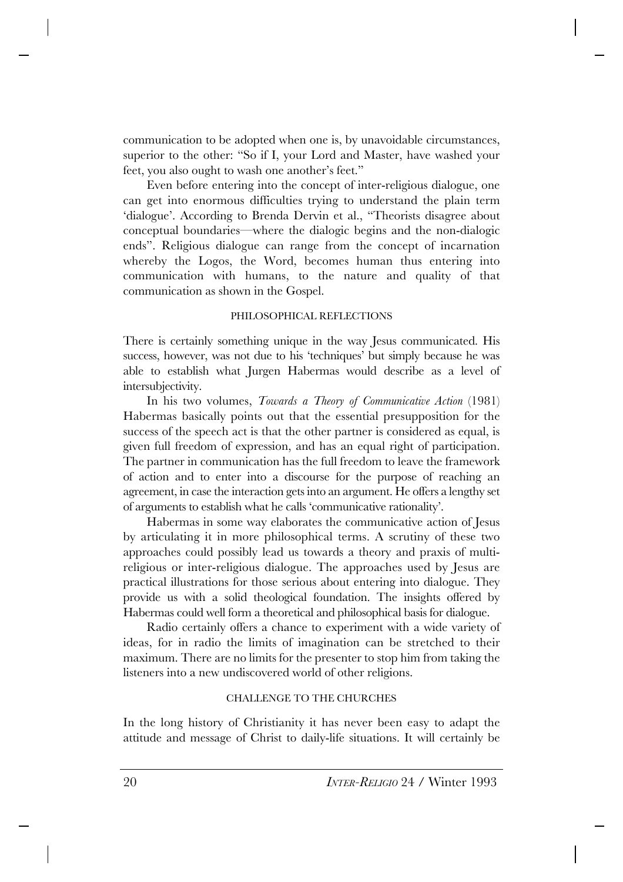communication to be adopted when one is, by unavoidable circumstances, superior to the other: "So if I, your Lord and Master, have washed your feet, you also ought to wash one another's feet."

Even before entering into the concept of inter-religious dialogue, one can get into enormous difficulties trying to understand the plain term 'dialogue'. According to Brenda Dervin et al., "Theorists disagree about conceptual boundaries—where the dialogic begins and the non-dialogic ends". Religious dialogue can range from the concept of incarnation whereby the Logos, the Word, becomes human thus entering into communication with humans, to the nature and quality of that communication as shown in the Gospel.

## PHILOSOPHICAL REFLECTIONS

There is certainly something unique in the way Jesus communicated. His success, however, was not due to his 'techniques' but simply because he was able to establish what Jurgen Habermas would describe as a level of intersubjectivity.

In his two volumes, *Towards a Theory of Communicative Action* (1981) Habermas basically points out that the essential presupposition for the success of the speech act is that the other partner is considered as equal, is given full freedom of expression, and has an equal right of participation. The partner in communication has the full freedom to leave the framework of action and to enter into a discourse for the purpose of reaching an agreement, in case the interaction gets into an argument. He offers a lengthy set of arguments to establish what he calls 'communicative rationality'.

Habermas in some way elaborates the communicative action of Jesus by articulating it in more philosophical terms. A scrutiny of these two approaches could possibly lead us towards a theory and praxis of multi-religious or inter-religious dialogue. The approaches used by Jesus are practical illustrations for those serious about entering into dialogue. They provide us with a solid theological foundation. The insights offered by Habermas could well form a theoretical and philosophical basis for dialogue.

Radio certainly offers a chance to experiment with a wide variety of ideas, for in radio the limits of imagination can be stretched to their maximum. There are no limits for the presenter to stop him from taking the listeners into a new undiscovered world of other religions.

## CHALLENGE TO THE CHURCHES

In the long history of Christianity it has never been easy to adapt the attitude and message of Christ to daily-life situations. It will certainly be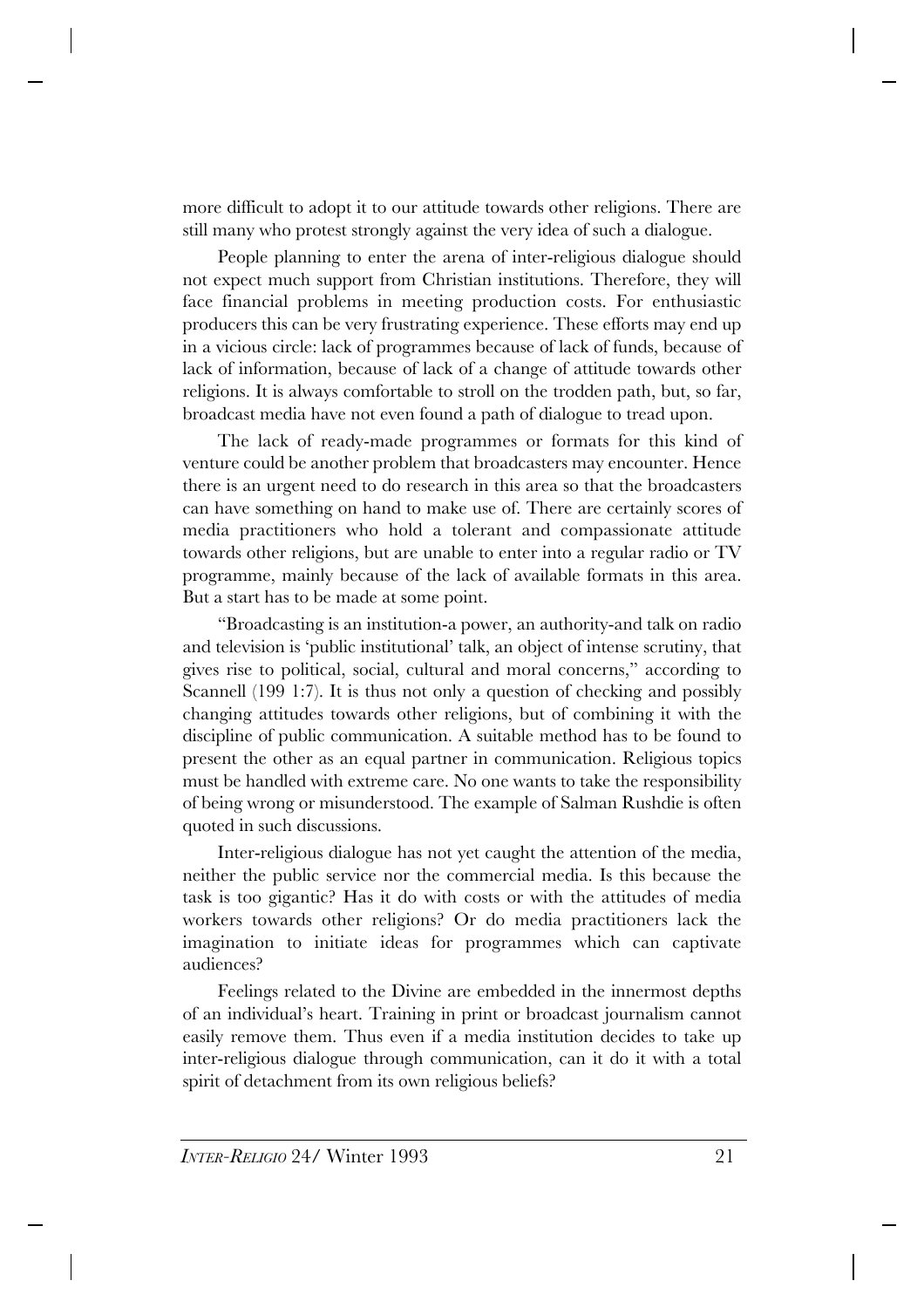more difficult to adopt it to our attitude towards other religions. There are still many who protest strongly against the very idea of such a dialogue.

People planning to enter the arena of inter-religious dialogue should not expect much support from Christian institutions. Therefore, they will face financial problems in meeting production costs. For enthusiastic producers this can be very frustrating experience. These efforts may end up in a vicious circle: lack of programmes because of lack of funds, because of lack of information, because of lack of a change of attitude towards other religions. It is always comfortable to stroll on the trodden path, but, so far, broadcast media have not even found a path of dialogue to tread upon.

The lack of ready-made programmes or formats for this kind of venture could be another problem that broadcasters may encounter. Hence there is an urgent need to do research in this area so that the broadcasters can have something on hand to make use of. There are certainly scores of media practitioners who hold a tolerant and compassionate attitude towards other religions, but are unable to enter into a regular radio or TV programme, mainly because of the lack of available formats in this area. But a start has to be made at some point.

"Broadcasting is an institution-a power, an authority-and talk on radio and television is 'public institutional' talk, an object of intense scrutiny, that gives rise to political, social, cultural and moral concerns," according to Scannell (199 1:7). It is thus not only a question of checking and possibly changing attitudes towards other religions, but of combining it with the discipline of public communication. A suitable method has to be found to present the other as an equal partner in communication. Religious topics must be handled with extreme care. No one wants to take the responsibility of being wrong or misunderstood. The example of Salman Rushdie is often quoted in such discussions.

Inter-religious dialogue has not yet caught the attention of the media, neither the public service nor the commercial media. Is this because the task is too gigantic? Has it do with costs or with the attitudes of media workers towards other religions? Or do media practitioners lack the imagination to initiate ideas for programmes which can captivate audiences?

Feelings related to the Divine are embedded in the innermost depths of an individual's heart. Training in print or broadcast journalism cannot easily remove them. Thus even if a media institution decides to take up inter-religious dialogue through communication, can it do it with a total spirit of detachment from its own religious beliefs?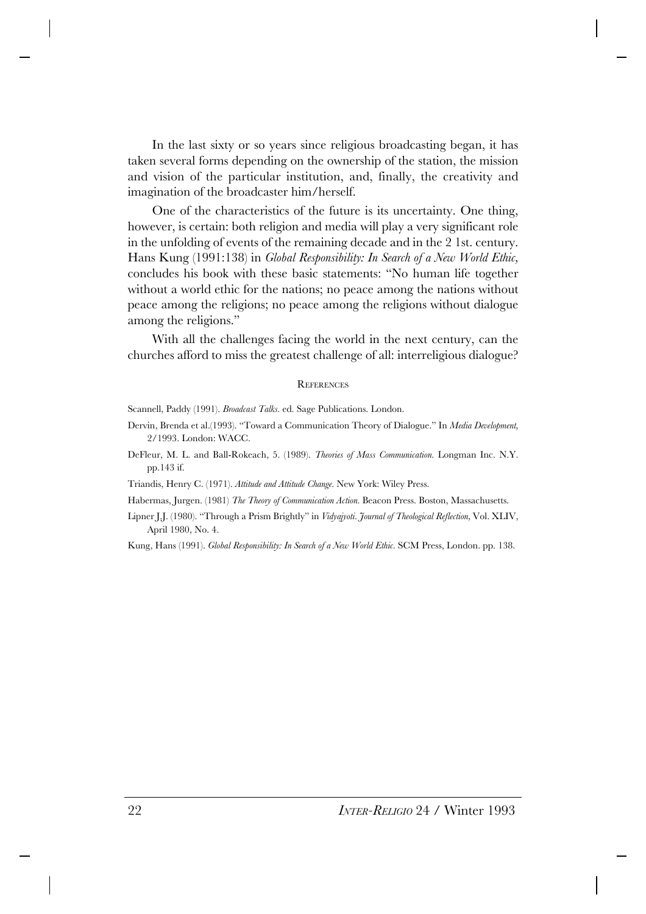In the last sixty or so years since religious broadcasting began, it has taken several forms depending on the ownership of the station, the mission and vision of the particular institution, and, finally, the creativity and imagination of the broadcaster him/herself.

One of the characteristics of the future is its uncertainty. One thing, however, is certain: both religion and media will play a very significant role in the unfolding of events of the remaining decade and in the 2 1st. century. Hans Kung (1991:138) in *Global Responsibility: In Search of a New World Ethic,* concludes his book with these basic statements: "No human life together without a world ethic for the nations; no peace among the nations without peace among the religions; no peace among the religions without dialogue among the religions."

With all the challenges facing the world in the next century, can the churches afford to miss the greatest challenge of all: interreligious dialogue?

## References

Scannell, Paddy (1991). *Broadcast Talks.* ed. Sage Publications. London.

Dervin, Brenda et al.(1993). "Toward a Communication Theory of Dialogue." In *Media Development,* 2/1993. London: WACC.

DeFleur, M. L. and Ball-Rokeach, 5. (1989). *Theories of Mass Communication.* Longman Inc. N.Y. pp.143 if.

Triandis, Henry C. (1971). *Attitude and Attitude Change.* New York: Wiley Press.

Habermas, Jurgen. (1981) *The Theory of Communication Action.* Beacon Press. Boston, Massachusetts.

Lipner J.J. (1980). "Through a Prism Brightly" in *Vidyajyoti. Journal of Theological Reflection,* Vol. XLIV, April 1980, No. 4.

Kung, Hans (1991). *Global Responsibility: In Search of a New World Ethic.* SCM Press, London. pp. 138.